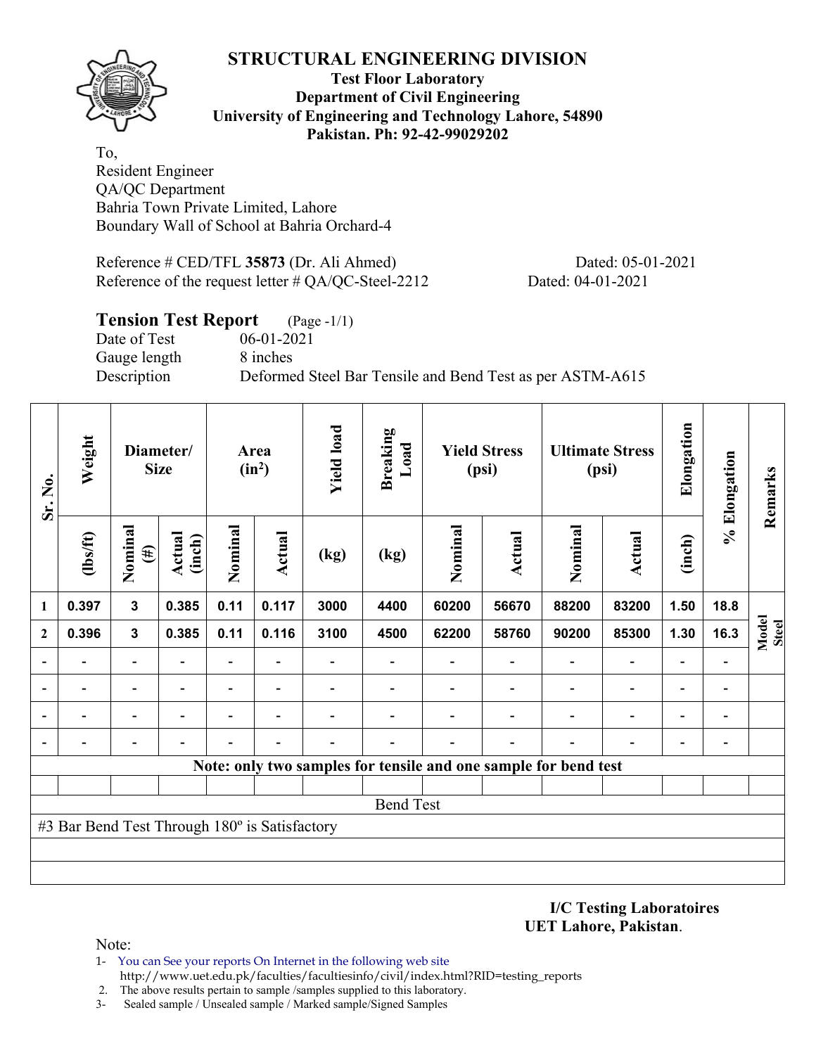# STRUCTURAL ENGINEERING DIVISION

**Test Floor Laboratory**
**Department of Civil Engineering**
**University of Engineering and Technology Lahore, 54890**
**Pakistan. Ph: 92-42-99029202**

To,
Resident Engineer
QA/QC Department
Bahria Town Private Limited, Lahore
Boundary Wall of School at Bahria Orchard-4

Reference # CED/TFL **35873** (Dr. Ali Ahmed) Dated: 05-01-2021
Reference of the request letter # QA/QC-Steel-2212 Dated: 04-01-2021

## Tension Test Report (Page -1/1)

Date of Test 06-01-2021
Gauge length 8 inches
Description Deformed Steel Bar Tensile and Bend Test as per ASTM-A615

| Sr. No. | Weight | Diameter/ Size | | Area ($in^2$) | | Yield load | Breaking Load | Yield Stress (psi) | | Ultimate Stress (psi) | | Elongation | % Elongation | Remarks |
|---|---|---|---|---|---|---|---|---|---|---|---|---|---|---|
| | (lbs/ft) | Nominal (#) | Actual (inch) | Nominal | Actual | (kg) | (kg) | Nominal | Actual | Nominal | Actual | (inch) | | |
| 1 | 0.397 | 3 | 0.385 | 0.11 | 0.117 | 3000 | 4400 | 60200 | 56670 | 88200 | 83200 | 1.50 | 18.8 | Model Steel |
| 2 | 0.396 | 3 | 0.385 | 0.11 | 0.116 | 3100 | 4500 | 62200 | 58760 | 90200 | 85300 | 1.30 | 16.3 | |
| - | - | - | - | - | - | - | - | - | - | - | - | - | - | |
| - | - | - | - | - | - | - | - | - | - | - | - | - | - | |
| - | - | - | - | - | - | - | - | - | - | - | - | - | - | |
| - | - | - | - | - | - | - | - | - | - | - | - | - | - | |

**Note: only two samples for tensile and one sample for bend test**

Bend Test

#3 Bar Bend Test Through 180º is Satisfactory

**I/C Testing Laboratoires**
**UET Lahore, Pakistan**.

Note:
1- You can See your reports On Internet in the following web site
http://www.uet.edu.pk/faculties/facultiesinfo/civil/index.html?RID=testing_reports
2. The above results pertain to sample /samples supplied to this laboratory.
3- Sealed sample / Unsealed sample / Marked sample/Signed Samples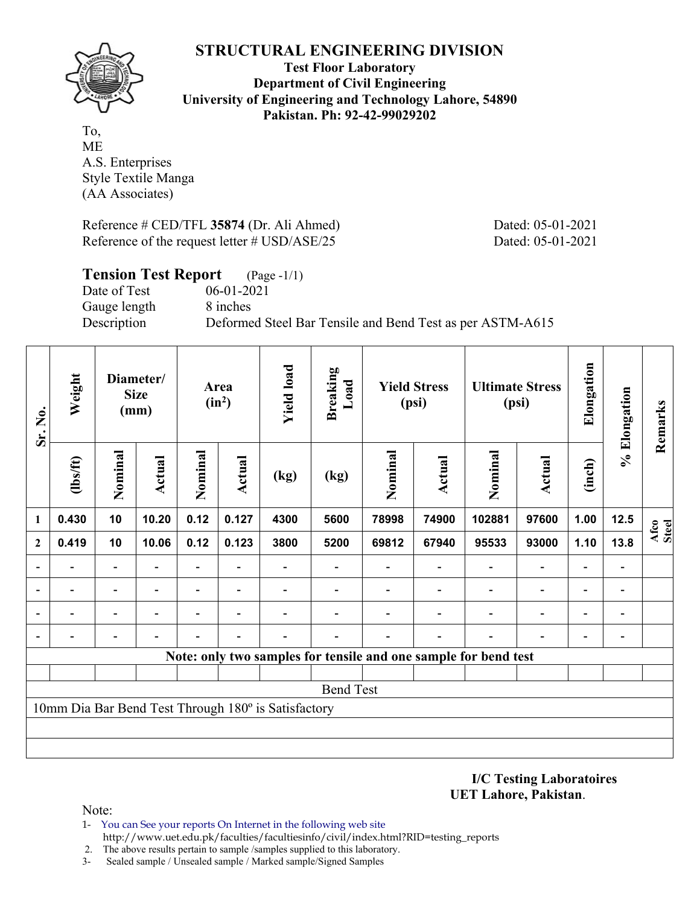# STRUCTURAL ENGINEERING DIVISION

**Test Floor Laboratory**
**Department of Civil Engineering**
**University of Engineering and Technology Lahore, 54890**
**Pakistan. Ph: 92-42-99029202**

To,
ME
A.S. Enterprises
Style Textile Manga
(AA Associates)

Reference # CED/TFL **35874** (Dr. Ali Ahmed) Dated: 05-01-2021
Reference of the request letter # USD/ASE/25 Dated: 05-01-2021

## Tension Test Report (Page -1/1)

Date of Test 06-01-2021
Gauge length 8 inches
Description Deformed Steel Bar Tensile and Bend Test as per ASTM-A615

| Sr. No. | Weight | Diameter/ Size (mm) | | Area ($in^2$) | | Yield load | Breaking Load | Yield Stress (psi) | | Ultimate Stress (psi) | | Elongation | % Elongation | Remarks |
|---|---|---|---|---|---|---|---|---|---|---|---|---|---|---|
| | (lbs/ft) | Nominal | Actual | Nominal | Actual | (kg) | (kg) | Nominal | Actual | Nominal | Actual | (inch) | | |
| 1 | 0.430 | 10 | 10.20 | 0.12 | 0.127 | 4300 | 5600 | 78998 | 74900 | 102881 | 97600 | 1.00 | 12.5 | Afco Steel |
| 2 | 0.419 | 10 | 10.06 | 0.12 | 0.123 | 3800 | 5200 | 69812 | 67940 | 95533 | 93000 | 1.10 | 13.8 | |
| - | - | - | - | - | - | - | - | - | - | - | - | - | - | |
| - | - | - | - | - | - | - | - | - | - | - | - | - | - | |
| - | - | - | - | - | - | - | - | - | - | - | - | - | - | |
| - | - | - | - | - | - | - | - | - | - | - | - | - | - | |

**Note: only two samples for tensile and one sample for bend test**

Bend Test

10mm Dia Bar Bend Test Through 180º is Satisfactory

**I/C Testing Laboratoires**
**UET Lahore, Pakistan**.

Note:
1- You can See your reports On Internet in the following web site
http://www.uet.edu.pk/faculties/facultiesinfo/civil/index.html?RID=testing_reports
2. The above results pertain to sample /samples supplied to this laboratory.
3- Sealed sample / Unsealed sample / Marked sample/Signed Samples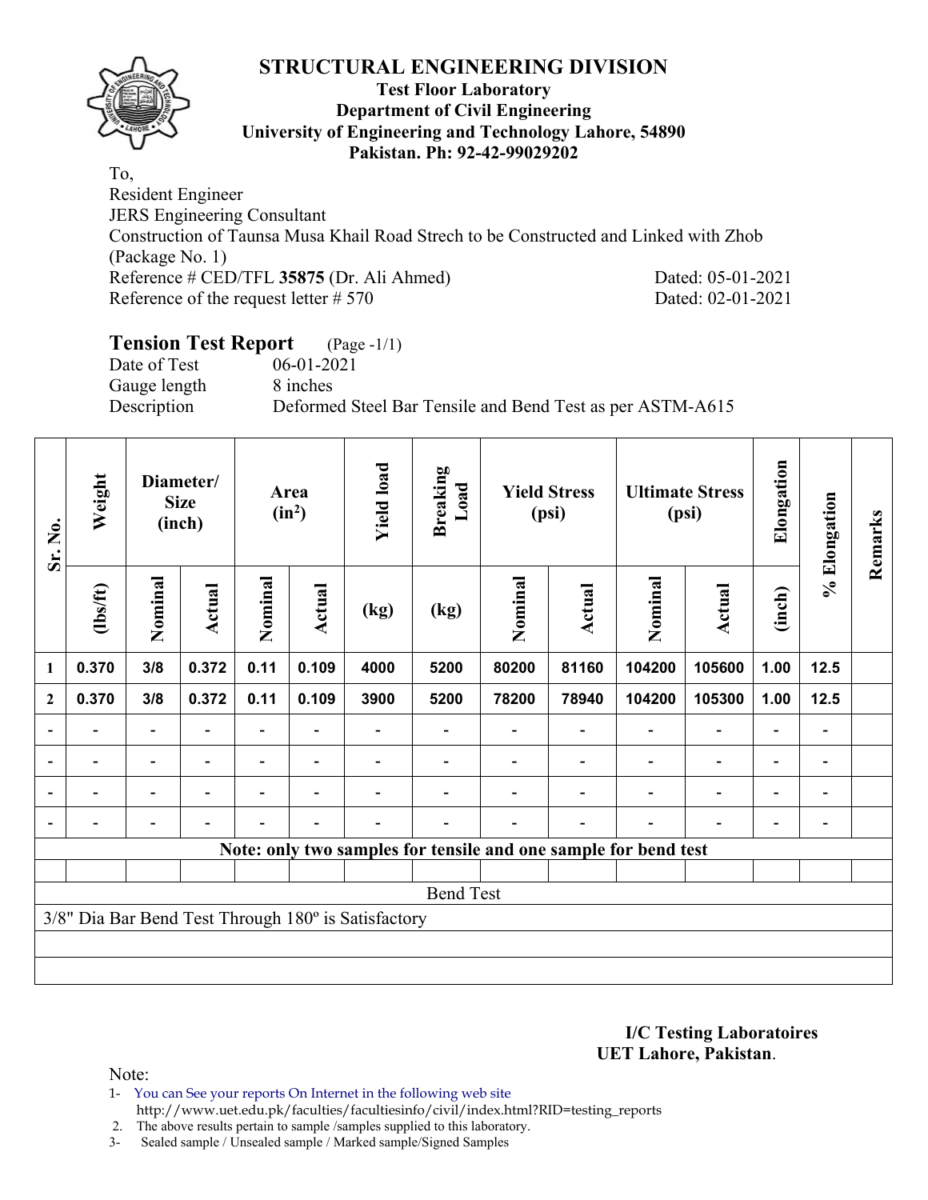# STRUCTURAL ENGINEERING DIVISION

**Test Floor Laboratory**
**Department of Civil Engineering**
**University of Engineering and Technology Lahore, 54890**
**Pakistan. Ph: 92-42-99029202**

To,
Resident Engineer
JERS Engineering Consultant
Construction of Taunsa Musa Khail Road Strech to be Constructed and Linked with Zhob (Package No. 1)
Reference # CED/TFL **35875** (Dr. Ali Ahmed) Dated: 05-01-2021
Reference of the request letter # 570 Dated: 02-01-2021

## Tension Test Report (Page -1/1)

Date of Test 06-01-2021
Gauge length 8 inches
Description Deformed Steel Bar Tensile and Bend Test as per ASTM-A615

| Sr. No. | Weight | Diameter/ Size (inch) | | Area ($in^2$) | | Yield load | Breaking Load | Yield Stress (psi) | | Ultimate Stress (psi) | | Elongation | % Elongation | Remarks |
|---|---|---|---|---|---|---|---|---|---|---|---|---|---|---|
| | (lbs/ft) | Nominal | Actual | Nominal | Actual | (kg) | (kg) | Nominal | Actual | Nominal | Actual | (inch) | | |
| 1 | 0.370 | 3/8 | 0.372 | 0.11 | 0.109 | 4000 | 5200 | 80200 | 81160 | 104200 | 105600 | 1.00 | 12.5 | |
| 2 | 0.370 | 3/8 | 0.372 | 0.11 | 0.109 | 3900 | 5200 | 78200 | 78940 | 104200 | 105300 | 1.00 | 12.5 | |
| - | - | - | - | - | - | - | - | - | - | - | - | - | - | |
| - | - | - | - | - | - | - | - | - | - | - | - | - | - | |
| - | - | - | - | - | - | - | - | - | - | - | - | - | - | |
| - | - | - | - | - | - | - | - | - | - | - | - | - | - | |

**Note: only two samples for tensile and one sample for bend test**

Bend Test

3/8" Dia Bar Bend Test Through 180º is Satisfactory

**I/C Testing Laboratoires**
**UET Lahore, Pakistan**.

Note:
1- You can See your reports On Internet in the following web site http://www.uet.edu.pk/faculties/facultiesinfo/civil/index.html?RID=testing_reports
2. The above results pertain to sample /samples supplied to this laboratory.
3- Sealed sample / Unsealed sample / Marked sample/Signed Samples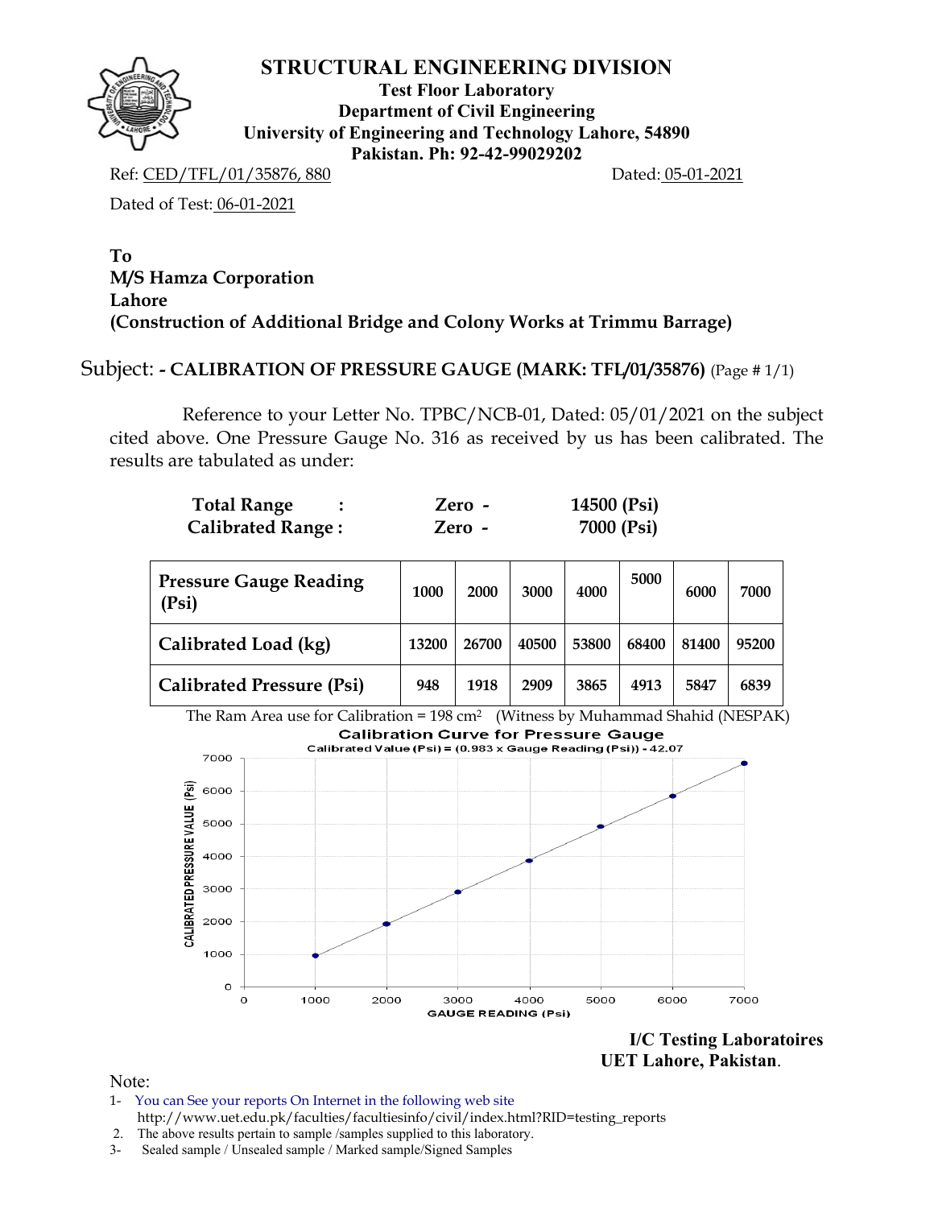# STRUCTURAL ENGINEERING DIVISION

**Test Floor Laboratory**
**Department of Civil Engineering**
**University of Engineering and Technology Lahore, 54890**
**Pakistan. Ph: 92-42-99029202**

Ref: CED/TFL/01/35876, 880 Dated: 05-01-2021

Dated of Test: 06-01-2021

**To**
**M/S Hamza Corporation**
**Lahore**
**(Construction of Additional Bridge and Colony Works at Trimmu Barrage)**

Subject: **- CALIBRATION OF PRESSURE GAUGE (MARK: TFL/01/35876)** (Page # 1/1)

Reference to your Letter No. TPBC/NCB-01, Dated: 05/01/2021 on the subject cited above. One Pressure Gauge No. 316 as received by us has been calibrated. The results are tabulated as under:

| | | |
|---|---|---|
| **Total Range :** | **Zero -** | **14500 (Psi)** |
| **Calibrated Range :** | **Zero -** | **7000 (Psi)** |

| **Pressure Gauge Reading (Psi)** | **1000** | **2000** | **3000** | **4000** | **5000** | **6000** | **7000** |
|---|---|---|---|---|---|---|---|
| **Calibrated Load (kg)** | **13200** | **26700** | **40500** | **53800** | **68400** | **81400** | **95200** |
| **Calibrated Pressure (Psi)** | **948** | **1918** | **2909** | **3865** | **4913** | **5847** | **6839** |

The Ram Area use for Calibration = 198 cm² (Witness by Muhammad Shahid (NESPAK)

**Calibration Curve for Pressure Gauge**
Calibrated Value (Psi) = (0.983 x Gauge Reading (Psi)) - 42.07

**I/C Testing Laboratoires**
**UET Lahore, Pakistan**.

Note:

1- You can See your reports On Internet in the following web site http://www.uet.edu.pk/faculties/facultiesinfo/civil/index.html?RID=testing_reports
2. The above results pertain to sample /samples supplied to this laboratory.
3- Sealed sample / Unsealed sample / Marked sample/Signed Samples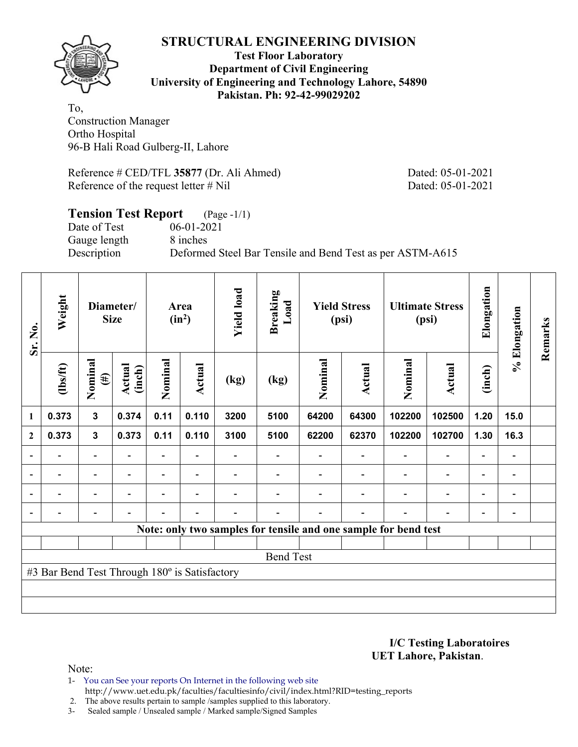# STRUCTURAL ENGINEERING DIVISION

**Test Floor Laboratory**
**Department of Civil Engineering**
**University of Engineering and Technology Lahore, 54890**
**Pakistan. Ph: 92-42-99029202**

To,
Construction Manager
Ortho Hospital
96-B Hali Road Gulberg-II, Lahore

Reference # CED/TFL **35877** (Dr. Ali Ahmed) Dated: 05-01-2021
Reference of the request letter # Nil Dated: 05-01-2021

**Tension Test Report** (Page -1/1)
Date of Test 06-01-2021
Gauge length 8 inches
Description Deformed Steel Bar Tensile and Bend Test as per ASTM-A615

| Sr. No. | Weight | Diameter/ Size | | Area ($in^2$) | | Yield load | Breaking Load | Yield Stress (psi) | | Ultimate Stress (psi) | | Elongation | % Elongation | Remarks |
|---|---|---|---|---|---|---|---|---|---|---|---|---|---|---|
| | (lbs/ft) | Nominal (#) | Actual (inch) | Nominal | Actual | (kg) | (kg) | Nominal | Actual | Nominal | Actual | (inch) | | |
| 1 | 0.373 | 3 | 0.374 | 0.11 | 0.110 | 3200 | 5100 | 64200 | 64300 | 102200 | 102500 | 1.20 | 15.0 | |
| 2 | 0.373 | 3 | 0.373 | 0.11 | 0.110 | 3100 | 5100 | 62200 | 62370 | 102200 | 102700 | 1.30 | 16.3 | |
| - | - | - | - | - | - | - | - | - | - | - | - | - | - | |
| - | - | - | - | - | - | - | - | - | - | - | - | - | - | |
| - | - | - | - | - | - | - | - | - | - | - | - | - | - | |
| - | - | - | - | - | - | - | - | - | - | - | - | - | - | |

**Note: only two samples for tensile and one sample for bend test**

Bend Test

#3 Bar Bend Test Through 180º is Satisfactory

**I/C Testing Laboratoires**
**UET Lahore, Pakistan**.

Note:
1- You can See your reports On Internet in the following web site
http://www.uet.edu.pk/faculties/facultiesinfo/civil/index.html?RID=testing_reports
2. The above results pertain to sample /samples supplied to this laboratory.
3- Sealed sample / Unsealed sample / Marked sample/Signed Samples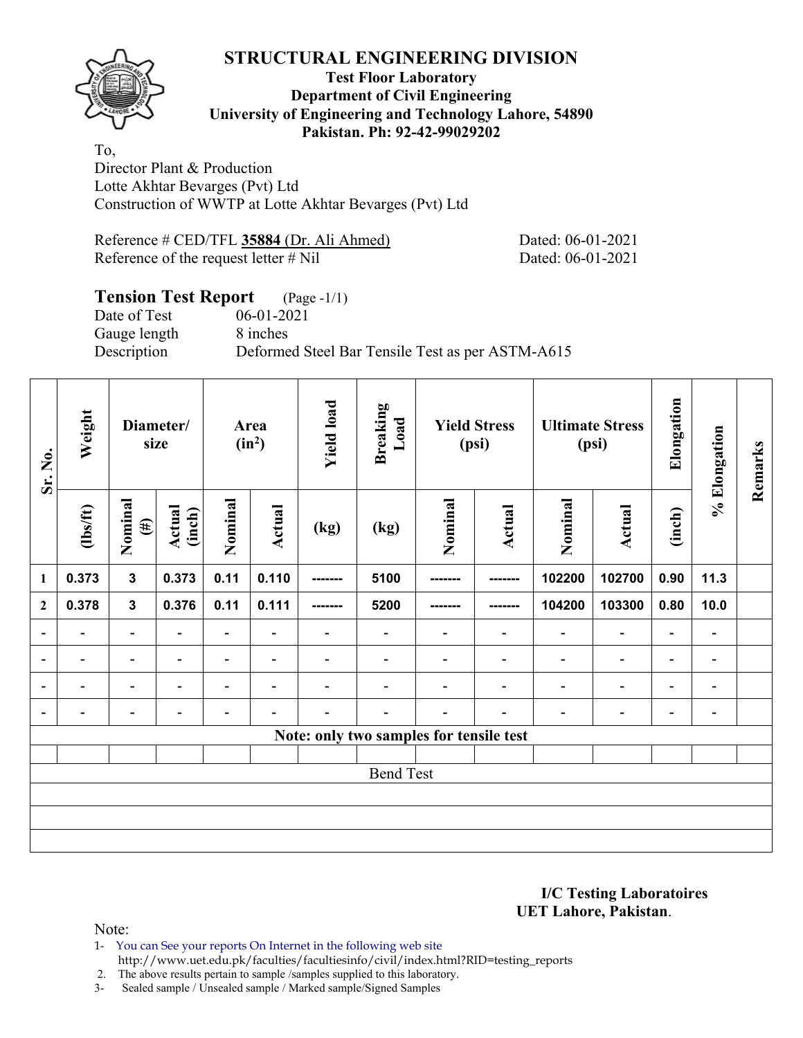# STRUCTURAL ENGINEERING DIVISION

**Test Floor Laboratory**
**Department of Civil Engineering**
**University of Engineering and Technology Lahore, 54890**
**Pakistan. Ph: 92-42-99029202**

To,
Director Plant & Production
Lotte Akhtar Bevarges (Pvt) Ltd
Construction of WWTP at Lotte Akhtar Bevarges (Pvt) Ltd

Reference # CED/TFL **35884** (Dr. Ali Ahmed) Dated: 06-01-2021
Reference of the request letter # Nil Dated: 06-01-2021

## Tension Test Report (Page -1/1)

Date of Test 06-01-2021
Gauge length 8 inches
Description Deformed Steel Bar Tensile Test as per ASTM-A615

| Sr. No. | Weight | Diameter/ size | | Area ($in^2$) | | Yield load | Breaking Load | Yield Stress (psi) | | Ultimate Stress (psi) | | Elongation | % Elongation | Remarks |
|---|---|---|---|---|---|---|---|---|---|---|---|---|---|---|
| | (lbs/ft) | Nominal (#) | Actual (inch) | Nominal | Actual | (kg) | (kg) | Nominal | Actual | Nominal | Actual | (inch) | | |
| **1** | **0.373** | **3** | **0.373** | **0.11** | **0.110** | ------- | **5100** | ------- | ------- | **102200** | **102700** | **0.90** | **11.3** | |
| **2** | **0.378** | **3** | **0.376** | **0.11** | **0.111** | ------- | **5200** | ------- | ------- | **104200** | **103300** | **0.80** | **10.0** | |
| - | - | - | - | - | - | - | - | - | - | - | - | - | - | |
| - | - | - | - | - | - | - | - | - | - | - | - | - | - | |
| - | - | - | - | - | - | - | - | - | - | - | - | - | - | |
| - | - | - | - | - | - | - | - | - | - | - | - | - | - | |
| | | | | | | | **Note: only two samples for tensile test** | | | | | | | |
| | | | | | | | Bend Test | | | | | | | |

**I/C Testing Laboratoires**
**UET Lahore, Pakistan**.

Note:
1- You can See your reports On Internet in the following web site
http://www.uet.edu.pk/faculties/facultiesinfo/civil/index.html?RID=testing_reports
2. The above results pertain to sample /samples supplied to this laboratory.
3- Sealed sample / Unsealed sample / Marked sample/Signed Samples